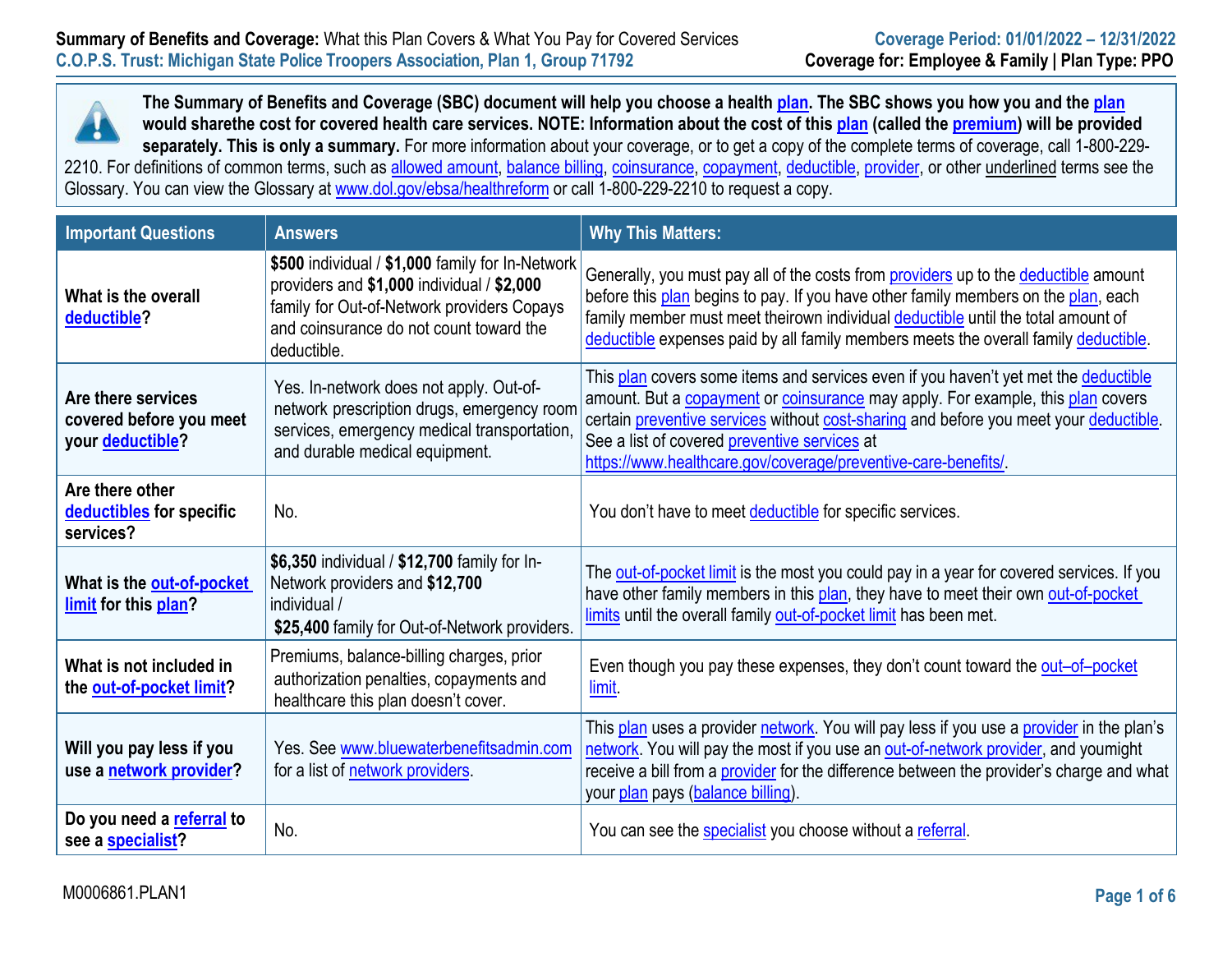**Summary of Benefits and Coverage:** What this Plan Covers & What You Pay for Covered Services
**C.O.P.S. Trust: Michigan State Police Troopers Association, Plan 1, Group 71792**

**Coverage Period: 01/01/2022 – 12/31/2022**
**Coverage for: Employee & Family | Plan Type: PPO**

**The Summary of Benefits and Coverage (SBC) document will help you choose a health plan. The SBC shows you how you and the plan would sharethe cost for covered health care services. NOTE: Information about the cost of this plan (called the premium) will be provided separately. This is only a summary.** For more information about your coverage, or to get a copy of the complete terms of coverage, call 1-800-229-2210. For definitions of common terms, such as allowed amount, balance billing, coinsurance, copayment, deductible, provider, or other underlined terms see the Glossary. You can view the Glossary at www.dol.gov/ebsa/healthreform or call 1-800-229-2210 to request a copy.

| Important Questions | Answers | Why This Matters: |
|---|---|---|
| **What is the overall deductible?** | **$500** individual / **$1,000** family for In-Network providers and **$1,000** individual / **$2,000** family for Out-of-Network providers Copays and coinsurance do not count toward the deductible. | Generally, you must pay all of the costs from providers up to the deductible amount before this plan begins to pay. If you have other family members on the plan, each family member must meet theirown individual deductible until the total amount of deductible expenses paid by all family members meets the overall family deductible. |
| **Are there services covered before you meet your deductible?** | Yes. In-network does not apply. Out-of-network prescription drugs, emergency room services, emergency medical transportation, and durable medical equipment. | This plan covers some items and services even if you haven't yet met the deductible amount. But a copayment or coinsurance may apply. For example, this plan covers certain preventive services without cost-sharing and before you meet your deductible. See a list of covered preventive services at https://www.healthcare.gov/coverage/preventive-care-benefits/. |
| **Are there other deductibles for specific services?** | No. | You don't have to meet deductible for specific services. |
| **What is the out-of-pocket limit for this plan?** | **$6,350** individual / **$12,700** family for In-Network providers and **$12,700** individual / **$25,400** family for Out-of-Network providers. | The out-of-pocket limit is the most you could pay in a year for covered services. If you have other family members in this plan, they have to meet their own out-of-pocket limits until the overall family out-of-pocket limit has been met. |
| **What is not included in the out-of-pocket limit?** | Premiums, balance-billing charges, prior authorization penalties, copayments and healthcare this plan doesn't cover. | Even though you pay these expenses, they don't count toward the out–of–pocket limit. |
| **Will you pay less if you use a network provider?** | Yes. See www.bluewaterbenefitsadmin.com for a list of network providers. | This plan uses a provider network. You will pay less if you use a provider in the plan's network. You will pay the most if you use an out-of-network provider, and youmight receive a bill from a provider for the difference between the provider's charge and what your plan pays (balance billing). |
| **Do you need a referral to see a specialist?** | No. | You can see the specialist you choose without a referral. |

M0006861.PLAN1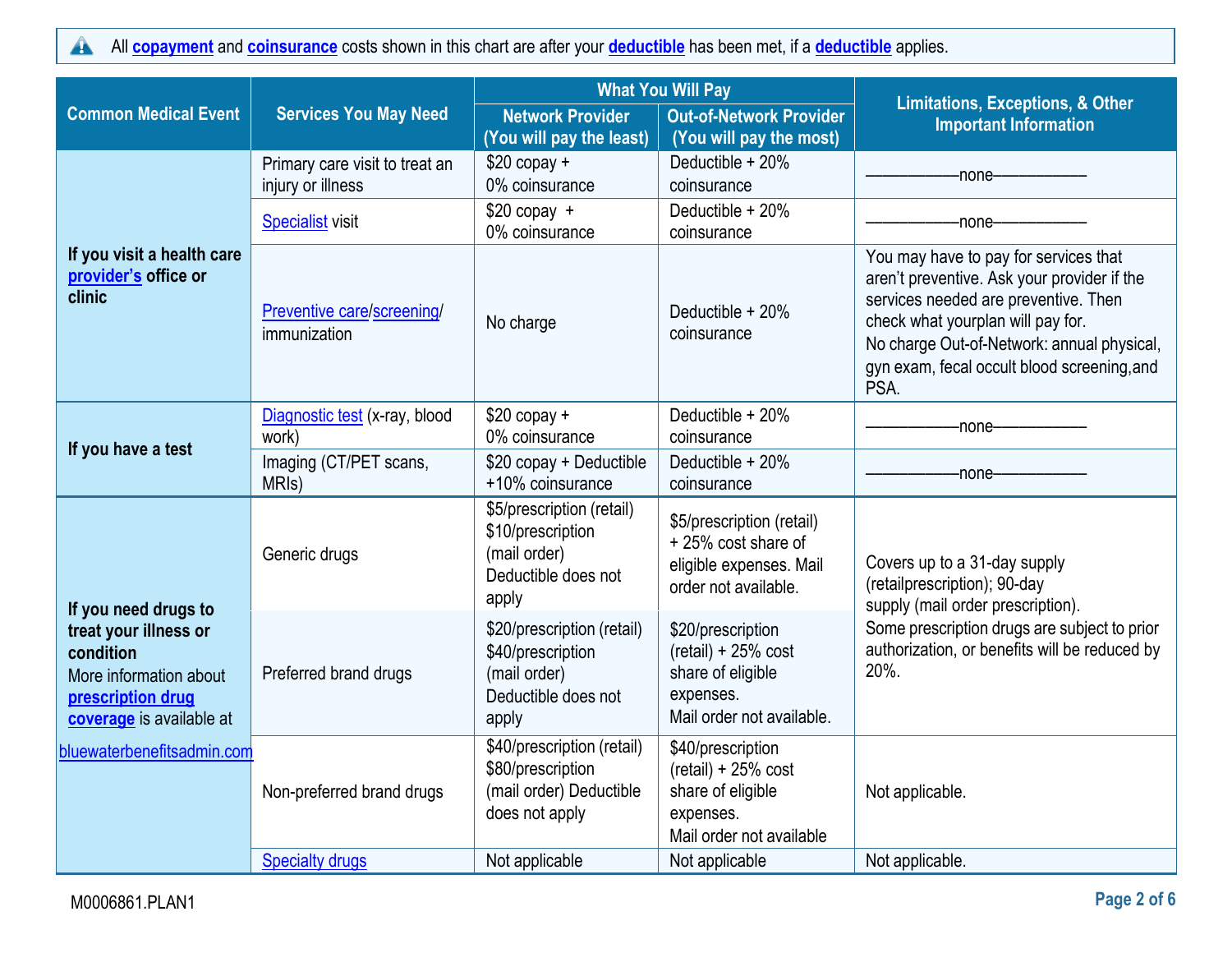All **copayment** and **coinsurance** costs shown in this chart are after your **deductible** has been met, if a **deductible** applies.

| Common Medical Event | Services You May Need | What You Will Pay | | Limitations, Exceptions, & Other Important Information |
|---|---|---|---|---|
| | | Network Provider (You will pay the least) | Out-of-Network Provider (You will pay the most) | |
| If you visit a health care provider's office or clinic | Primary care visit to treat an injury or illness | $20 copay + 0% coinsurance | Deductible + 20% coinsurance | ——————none—————— |
| | Specialist visit | $20 copay + 0% coinsurance | Deductible + 20% coinsurance | ——————none—————— |
| | Preventive care/screening/ immunization | No charge | Deductible + 20% coinsurance | You may have to pay for services that aren't preventive. Ask your provider if the services needed are preventive. Then check what yourplan will pay for. No charge Out-of-Network: annual physical, gyn exam, fecal occult blood screening,and PSA. |
| If you have a test | Diagnostic test (x-ray, blood work) | $20 copay + 0% coinsurance | Deductible + 20% coinsurance | ——————none—————— |
| | Imaging (CT/PET scans, MRIs) | $20 copay + Deductible +10% coinsurance | Deductible + 20% coinsurance | ——————none—————— |
| If you need drugs to treat your illness or condition More information about **prescription drug coverage** is available at bluewaterbenefitsadmin.com | Generic drugs | $5/prescription (retail) $10/prescription (mail order) Deductible does not apply | $5/prescription (retail) + 25% cost share of eligible expenses. Mail order not available. | Covers up to a 31-day supply (retailprescription); 90-day supply (mail order prescription). Some prescription drugs are subject to prior authorization, or benefits will be reduced by 20%. |
| | Preferred brand drugs | $20/prescription (retail) $40/prescription (mail order) Deductible does not apply | $20/prescription (retail) + 25% cost share of eligible expenses. Mail order not available. | |
| | Non-preferred brand drugs | $40/prescription (retail) $80/prescription (mail order) Deductible does not apply | $40/prescription (retail) + 25% cost share of eligible expenses. Mail order not available | Not applicable. |
| | Specialty drugs | Not applicable | Not applicable | Not applicable. |

M0006861.PLAN1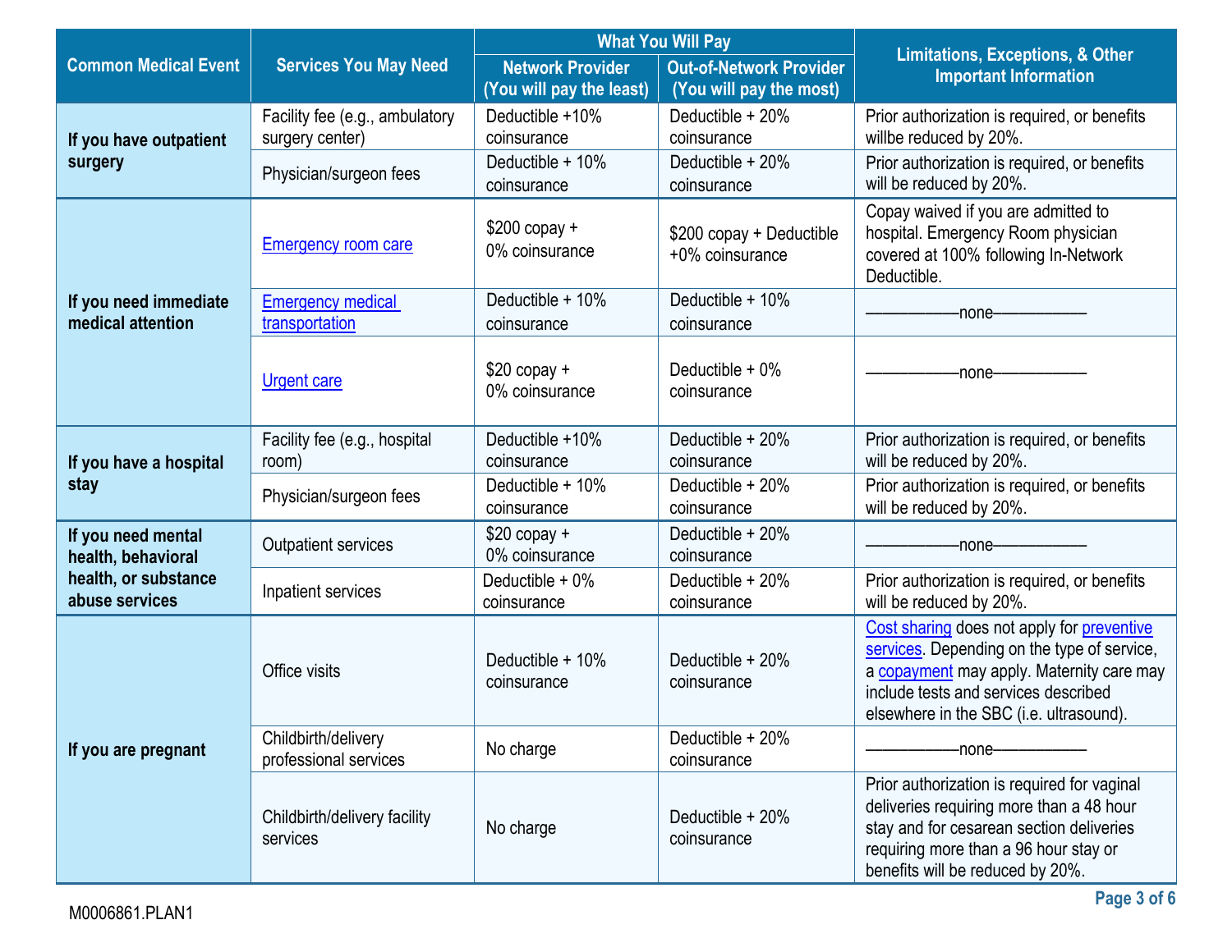| Common Medical Event | Services You May Need | What You Will Pay | | Limitations, Exceptions, & Other Important Information |
|---|---|---|---|---|
| | | Network Provider (You will pay the least) | Out-of-Network Provider (You will pay the most) | |
| If you have outpatient surgery | Facility fee (e.g., ambulatory surgery center) | Deductible +10% coinsurance | Deductible + 20% coinsurance | Prior authorization is required, or benefits willbe reduced by 20%. |
| | Physician/surgeon fees | Deductible + 10% coinsurance | Deductible + 20% coinsurance | Prior authorization is required, or benefits will be reduced by 20%. |
| If you need immediate medical attention | Emergency room care | $200 copay + 0% coinsurance | $200 copay + Deductible +0% coinsurance | Copay waived if you are admitted to hospital. Emergency Room physician covered at 100% following In-Network Deductible. |
| | Emergency medical transportation | Deductible + 10% coinsurance | Deductible + 10% coinsurance | ——————none—————— |
| | Urgent care | $20 copay + 0% coinsurance | Deductible + 0% coinsurance | ——————none—————— |
| If you have a hospital stay | Facility fee (e.g., hospital room) | Deductible +10% coinsurance | Deductible + 20% coinsurance | Prior authorization is required, or benefits will be reduced by 20%. |
| | Physician/surgeon fees | Deductible + 10% coinsurance | Deductible + 20% coinsurance | Prior authorization is required, or benefits will be reduced by 20%. |
| If you need mental health, behavioral health, or substance abuse services | Outpatient services | $20 copay + 0% coinsurance | Deductible + 20% coinsurance | ——————none—————— |
| | Inpatient services | Deductible + 0% coinsurance | Deductible + 20% coinsurance | Prior authorization is required, or benefits will be reduced by 20%. |
| If you are pregnant | Office visits | Deductible + 10% coinsurance | Deductible + 20% coinsurance | Cost sharing does not apply for preventive services. Depending on the type of service, a copayment may apply. Maternity care may include tests and services described elsewhere in the SBC (i.e. ultrasound). |
| | Childbirth/delivery professional services | No charge | Deductible + 20% coinsurance | ——————none—————— |
| | Childbirth/delivery facility services | No charge | Deductible + 20% coinsurance | Prior authorization is required for vaginal deliveries requiring more than a 48 hour stay and for cesarean section deliveries requiring more than a 96 hour stay or benefits will be reduced by 20%. |

M0006861.PLAN1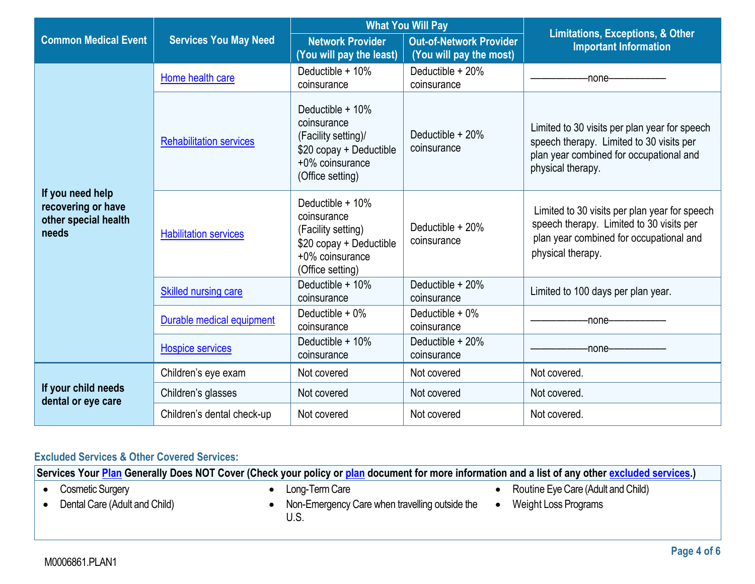| Common Medical Event | Services You May Need | What You Will Pay | | Limitations, Exceptions, & Other Important Information |
|---|---|---|---|---|
| | | Network Provider (You will pay the least) | Out-of-Network Provider (You will pay the most) | |
| If you need help recovering or have other special health needs | Home health care | Deductible + 10% coinsurance | Deductible + 20% coinsurance | ———————none——————— |
| | Rehabilitation services | Deductible + 10% coinsurance (Facility setting)/ $20 copay + Deductible +0% coinsurance (Office setting) | Deductible + 20% coinsurance | Limited to 30 visits per plan year for speech speech therapy. Limited to 30 visits per plan year combined for occupational and physical therapy. |
| | Habilitation services | Deductible + 10% coinsurance (Facility setting) $20 copay + Deductible +0% coinsurance (Office setting) | Deductible + 20% coinsurance | Limited to 30 visits per plan year for speech speech therapy. Limited to 30 visits per plan year combined for occupational and physical therapy. |
| | Skilled nursing care | Deductible + 10% coinsurance | Deductible + 20% coinsurance | Limited to 100 days per plan year. |
| | Durable medical equipment | Deductible + 0% coinsurance | Deductible + 0% coinsurance | ———————none——————— |
| | Hospice services | Deductible + 10% coinsurance | Deductible + 20% coinsurance | ———————none——————— |
| If your child needs dental or eye care | Children's eye exam | Not covered | Not covered | Not covered. |
| | Children's glasses | Not covered | Not covered | Not covered. |
| | Children's dental check-up | Not covered | Not covered | Not covered. |

## Excluded Services & Other Covered Services:

**Services Your Plan Generally Does NOT Cover (Check your policy or plan document for more information and a list of any other excluded services.)**

- Cosmetic Surgery
- Dental Care (Adult and Child)
- Long-Term Care
- Non-Emergency Care when travelling outside the U.S.
- Routine Eye Care (Adult and Child)
- Weight Loss Programs

M0006861.PLAN1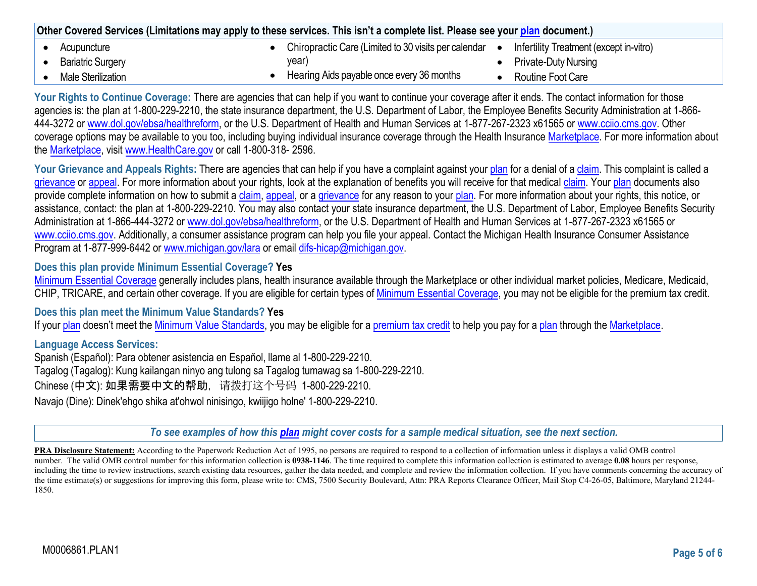| Other Covered Services (Limitations may apply to these services. This isn't a complete list. Please see your plan document.) | | |
|---|---|---|
| • Acupuncture<br>• Bariatric Surgery<br>• Male Sterilization | • Chiropractic Care (Limited to 30 visits per calendar year)<br>• Hearing Aids payable once every 36 months | • Infertility Treatment (except in-vitro)<br>• Private-Duty Nursing<br>• Routine Foot Care |

**Your Rights to Continue Coverage:** There are agencies that can help if you want to continue your coverage after it ends. The contact information for those agencies is: the plan at 1-800-229-2210, the state insurance department, the U.S. Department of Labor, the Employee Benefits Security Administration at 1-866-444-3272 or www.dol.gov/ebsa/healthreform, or the U.S. Department of Health and Human Services at 1-877-267-2323 x61565 or www.cciio.cms.gov. Other coverage options may be available to you too, including buying individual insurance coverage through the Health Insurance Marketplace. For more information about the Marketplace, visit www.HealthCare.gov or call 1-800-318- 2596.

**Your Grievance and Appeals Rights:** There are agencies that can help if you have a complaint against your plan for a denial of a claim. This complaint is called a grievance or appeal. For more information about your rights, look at the explanation of benefits you will receive for that medical claim. Your plan documents also provide complete information on how to submit a claim, appeal, or a grievance for any reason to your plan. For more information about your rights, this notice, or assistance, contact: the plan at 1-800-229-2210. You may also contact your state insurance department, the U.S. Department of Labor, Employee Benefits Security Administration at 1-866-444-3272 or www.dol.gov/ebsa/healthreform, or the U.S. Department of Health and Human Services at 1-877-267-2323 x61565 or www.cciio.cms.gov. Additionally, a consumer assistance program can help you file your appeal. Contact the Michigan Health Insurance Consumer Assistance Program at 1-877-999-6442 or www.michigan.gov/lara or email difs-hicap@michigan.gov.

**Does this plan provide Minimum Essential Coverage? Yes**

Minimum Essential Coverage generally includes plans, health insurance available through the Marketplace or other individual market policies, Medicare, Medicaid, CHIP, TRICARE, and certain other coverage. If you are eligible for certain types of Minimum Essential Coverage, you may not be eligible for the premium tax credit.

**Does this plan meet the Minimum Value Standards? Yes**

If your plan doesn't meet the Minimum Value Standards, you may be eligible for a premium tax credit to help you pay for a plan through the Marketplace.

**Language Access Services:**

Spanish (Español): Para obtener asistencia en Español, llame al 1-800-229-2210.

Tagalog (Tagalog): Kung kailangan ninyo ang tulong sa Tagalog tumawag sa 1-800-229-2210.

Chinese (中文): 如果需要中文的帮助，请拨打这个号码 1-800-229-2210.

Navajo (Dine): Dinek'ehgo shika at'ohwol ninisingo, kwiijigo holne' 1-800-229-2210.

*To see examples of how this plan might cover costs for a sample medical situation, see the next section.*

**PRA Disclosure Statement:** According to the Paperwork Reduction Act of 1995, no persons are required to respond to a collection of information unless it displays a valid OMB control number. The valid OMB control number for this information collection is **0938-1146**. The time required to complete this information collection is estimated to average **0.08** hours per response, including the time to review instructions, search existing data resources, gather the data needed, and complete and review the information collection. If you have comments concerning the accuracy of the time estimate(s) or suggestions for improving this form, please write to: CMS, 7500 Security Boulevard, Attn: PRA Reports Clearance Officer, Mail Stop C4-26-05, Baltimore, Maryland 21244-1850.

M0006861.PLAN1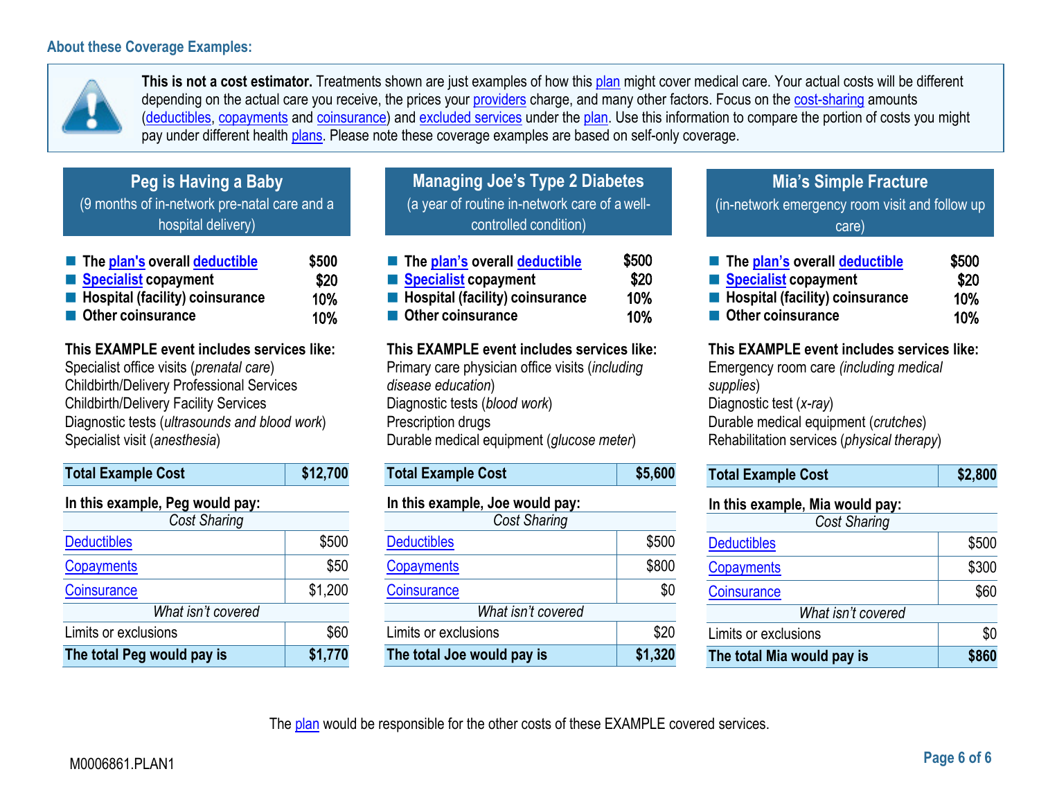### About these Coverage Examples:

**This is not a cost estimator.** Treatments shown are just examples of how this plan might cover medical care. Your actual costs will be different depending on the actual care you receive, the prices your providers charge, and many other factors. Focus on the cost-sharing amounts (deductibles, copayments and coinsurance) and excluded services under the plan. Use this information to compare the portion of costs you might pay under different health plans. Please note these coverage examples are based on self-only coverage.

## Peg is Having a Baby

(9 months of in-network pre-natal care and a hospital delivery)

- **The plan's overall deductible** **$500**
- **Specialist copayment** **$20**
- **Hospital (facility) coinsurance** **10%**
- **Other coinsurance** **10%**

**This EXAMPLE event includes services like:**
Specialist office visits (*prenatal care*)
Childbirth/Delivery Professional Services
Childbirth/Delivery Facility Services
Diagnostic tests (*ultrasounds and blood work*)
Specialist visit (*anesthesia*)

| **Total Example Cost** | **$12,700** |
|---|---|

**In this example, Peg would pay:**

| *Cost Sharing* | |
|---|---|
| Deductibles | $500 |
| Copayments | $50 |
| Coinsurance | $1,200 |
| *What isn't covered* | |
| Limits or exclusions | $60 |
| **The total Peg would pay is** | **$1,770** |

## Managing Joe's Type 2 Diabetes

(a year of routine in-network care of a well-controlled condition)

- **The plan's overall deductible** **$500**
- **Specialist copayment** **$20**
- **Hospital (facility) coinsurance** **10%**
- **Other coinsurance** **10%**

**This EXAMPLE event includes services like:**
Primary care physician office visits (*including disease education*)
Diagnostic tests (*blood work*)
Prescription drugs
Durable medical equipment (*glucose meter*)

| **Total Example Cost** | **$5,600** |
|---|---|

**In this example, Joe would pay:**

| *Cost Sharing* | |
|---|---|
| Deductibles | $500 |
| Copayments | $800 |
| Coinsurance | $0 |
| *What isn't covered* | |
| Limits or exclusions | $20 |
| **The total Joe would pay is** | **$1,320** |

## Mia's Simple Fracture

(in-network emergency room visit and follow up care)

- **The plan's overall deductible** **$500**
- **Specialist copayment** **$20**
- **Hospital (facility) coinsurance** **10%**
- **Other coinsurance** **10%**

**This EXAMPLE event includes services like:**
Emergency room care *(including medical supplies)*
Diagnostic test (*x-ray)*
Durable medical equipment (*crutches*)
Rehabilitation services (*physical therapy*)

| **Total Example Cost** | **$2,800** |
|---|---|

**In this example, Mia would pay:**

| *Cost Sharing* | |
|---|---|
| Deductibles | $500 |
| Copayments | $300 |
| Coinsurance | $60 |
| *What isn't covered* | |
| Limits or exclusions | $0 |
| **The total Mia would pay is** | **$860** |

The plan would be responsible for the other costs of these EXAMPLE covered services.

M0006861.PLAN1